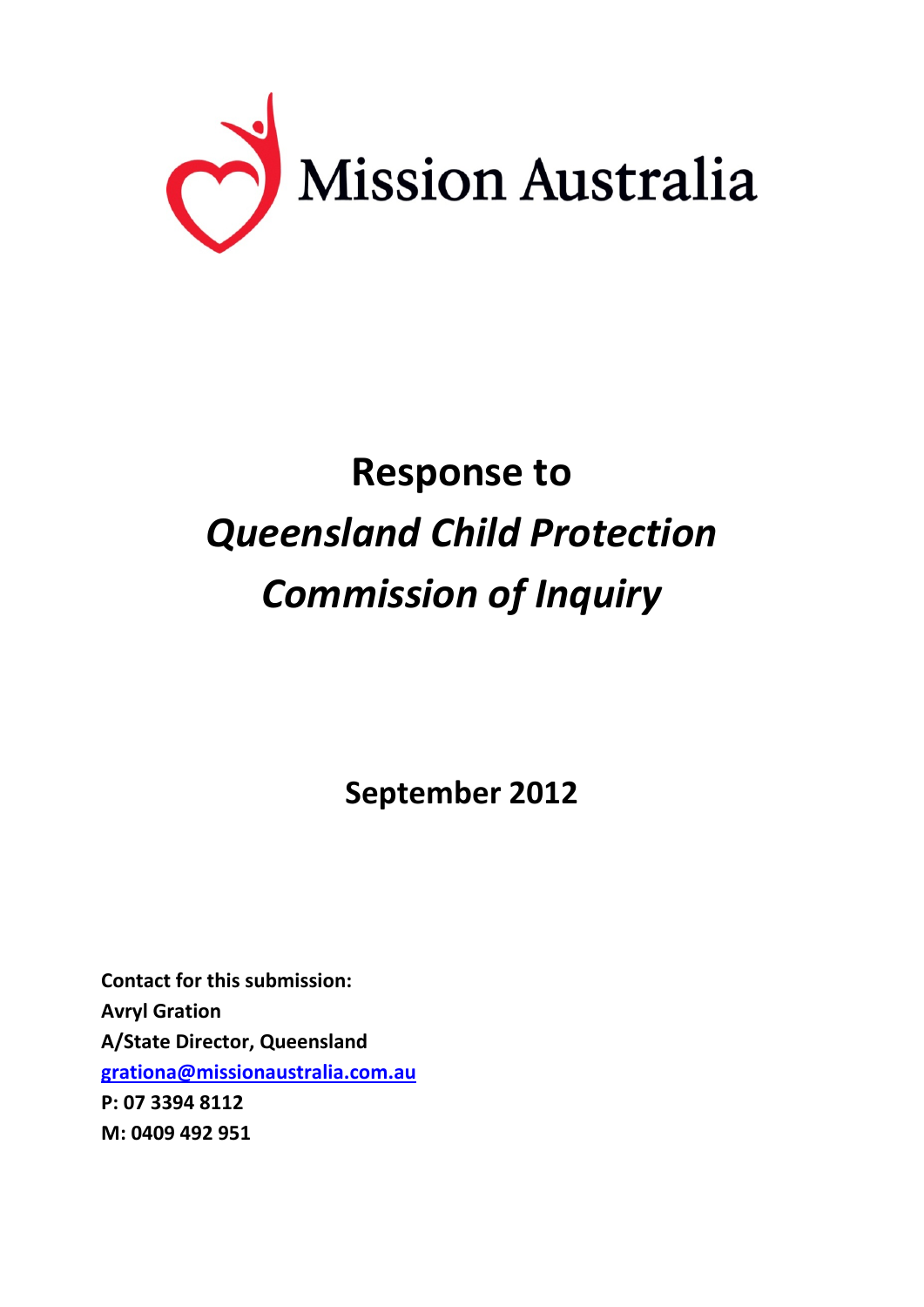Mission Australia

# Response to
# *Queensland Child Protection Commission of Inquiry*

**September 2012**

**Contact for this submission:**
**Avryl Gration**
**A/State Director, Queensland**
**grationa@missionaustralia.com.au**
**P: 07 3394 8112**
**M: 0409 492 951**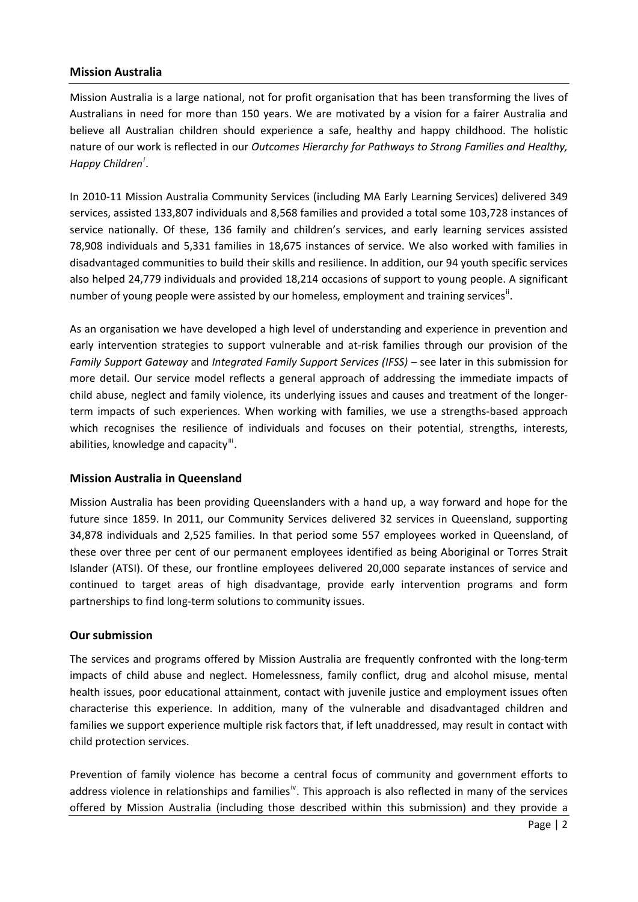## Mission Australia

Mission Australia is a large national, not for profit organisation that has been transforming the lives of Australians in need for more than 150 years. We are motivated by a vision for a fairer Australia and believe all Australian children should experience a safe, healthy and happy childhood. The holistic nature of our work is reflected in our *Outcomes Hierarchy for Pathways to Strong Families and Healthy, Happy Children*[i].

In 2010-11 Mission Australia Community Services (including MA Early Learning Services) delivered 349 services, assisted 133,807 individuals and 8,568 families and provided a total some 103,728 instances of service nationally. Of these, 136 family and children's services, and early learning services assisted 78,908 individuals and 5,331 families in 18,675 instances of service. We also worked with families in disadvantaged communities to build their skills and resilience. In addition, our 94 youth specific services also helped 24,779 individuals and provided 18,214 occasions of support to young people. A significant number of young people were assisted by our homeless, employment and training services[ii].

As an organisation we have developed a high level of understanding and experience in prevention and early intervention strategies to support vulnerable and at-risk families through our provision of the *Family Support Gateway* and *Integrated Family Support Services (IFSS)* – see later in this submission for more detail. Our service model reflects a general approach of addressing the immediate impacts of child abuse, neglect and family violence, its underlying issues and causes and treatment of the longer-term impacts of such experiences. When working with families, we use a strengths-based approach which recognises the resilience of individuals and focuses on their potential, strengths, interests, abilities, knowledge and capacity[iii].

## Mission Australia in Queensland

Mission Australia has been providing Queenslanders with a hand up, a way forward and hope for the future since 1859. In 2011, our Community Services delivered 32 services in Queensland, supporting 34,878 individuals and 2,525 families. In that period some 557 employees worked in Queensland, of these over three per cent of our permanent employees identified as being Aboriginal or Torres Strait Islander (ATSI). Of these, our frontline employees delivered 20,000 separate instances of service and continued to target areas of high disadvantage, provide early intervention programs and form partnerships to find long-term solutions to community issues.

## Our submission

The services and programs offered by Mission Australia are frequently confronted with the long-term impacts of child abuse and neglect. Homelessness, family conflict, drug and alcohol misuse, mental health issues, poor educational attainment, contact with juvenile justice and employment issues often characterise this experience. In addition, many of the vulnerable and disadvantaged children and families we support experience multiple risk factors that, if left unaddressed, may result in contact with child protection services.

Prevention of family violence has become a central focus of community and government efforts to address violence in relationships and families[iv]. This approach is also reflected in many of the services offered by Mission Australia (including those described within this submission) and they provide a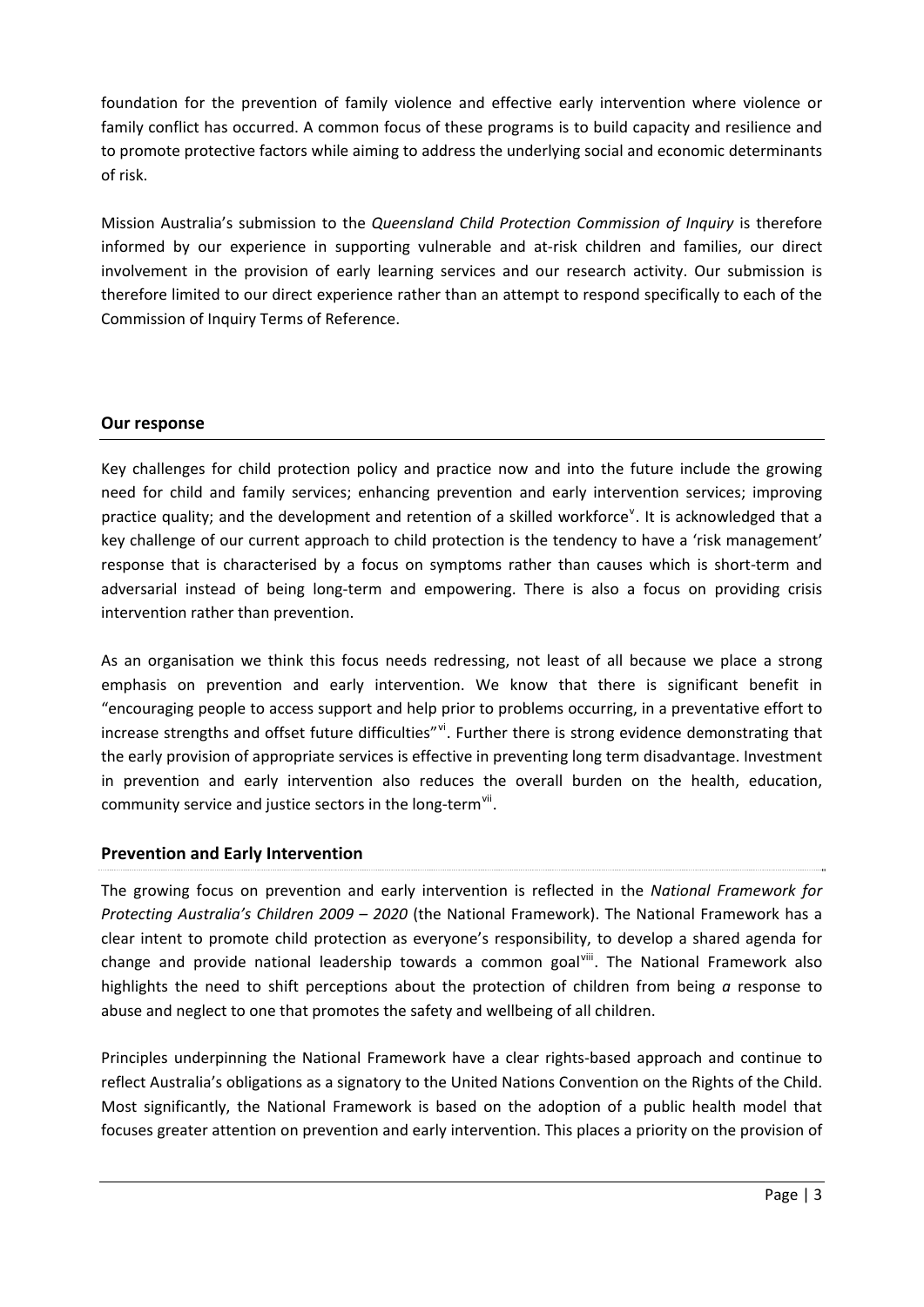foundation for the prevention of family violence and effective early intervention where violence or family conflict has occurred. A common focus of these programs is to build capacity and resilience and to promote protective factors while aiming to address the underlying social and economic determinants of risk.

Mission Australia's submission to the *Queensland Child Protection Commission of Inquiry* is therefore informed by our experience in supporting vulnerable and at-risk children and families, our direct involvement in the provision of early learning services and our research activity. Our submission is therefore limited to our direct experience rather than an attempt to respond specifically to each of the Commission of Inquiry Terms of Reference.

## Our response

Key challenges for child protection policy and practice now and into the future include the growing need for child and family services; enhancing prevention and early intervention services; improving practice quality; and the development and retention of a skilled workforce[v]. It is acknowledged that a key challenge of our current approach to child protection is the tendency to have a 'risk management' response that is characterised by a focus on symptoms rather than causes which is short-term and adversarial instead of being long-term and empowering. There is also a focus on providing crisis intervention rather than prevention.

As an organisation we think this focus needs redressing, not least of all because we place a strong emphasis on prevention and early intervention. We know that there is significant benefit in "encouraging people to access support and help prior to problems occurring, in a preventative effort to increase strengths and offset future difficulties"[vi]. Further there is strong evidence demonstrating that the early provision of appropriate services is effective in preventing long term disadvantage. Investment in prevention and early intervention also reduces the overall burden on the health, education, community service and justice sectors in the long-term[vii].

## Prevention and Early Intervention

The growing focus on prevention and early intervention is reflected in the *National Framework for Protecting Australia's Children 2009 – 2020* (the National Framework). The National Framework has a clear intent to promote child protection as everyone's responsibility, to develop a shared agenda for change and provide national leadership towards a common goal[viii]. The National Framework also highlights the need to shift perceptions about the protection of children from being *a* response to abuse and neglect to one that promotes the safety and wellbeing of all children.

Principles underpinning the National Framework have a clear rights-based approach and continue to reflect Australia's obligations as a signatory to the United Nations Convention on the Rights of the Child. Most significantly, the National Framework is based on the adoption of a public health model that focuses greater attention on prevention and early intervention. This places a priority on the provision of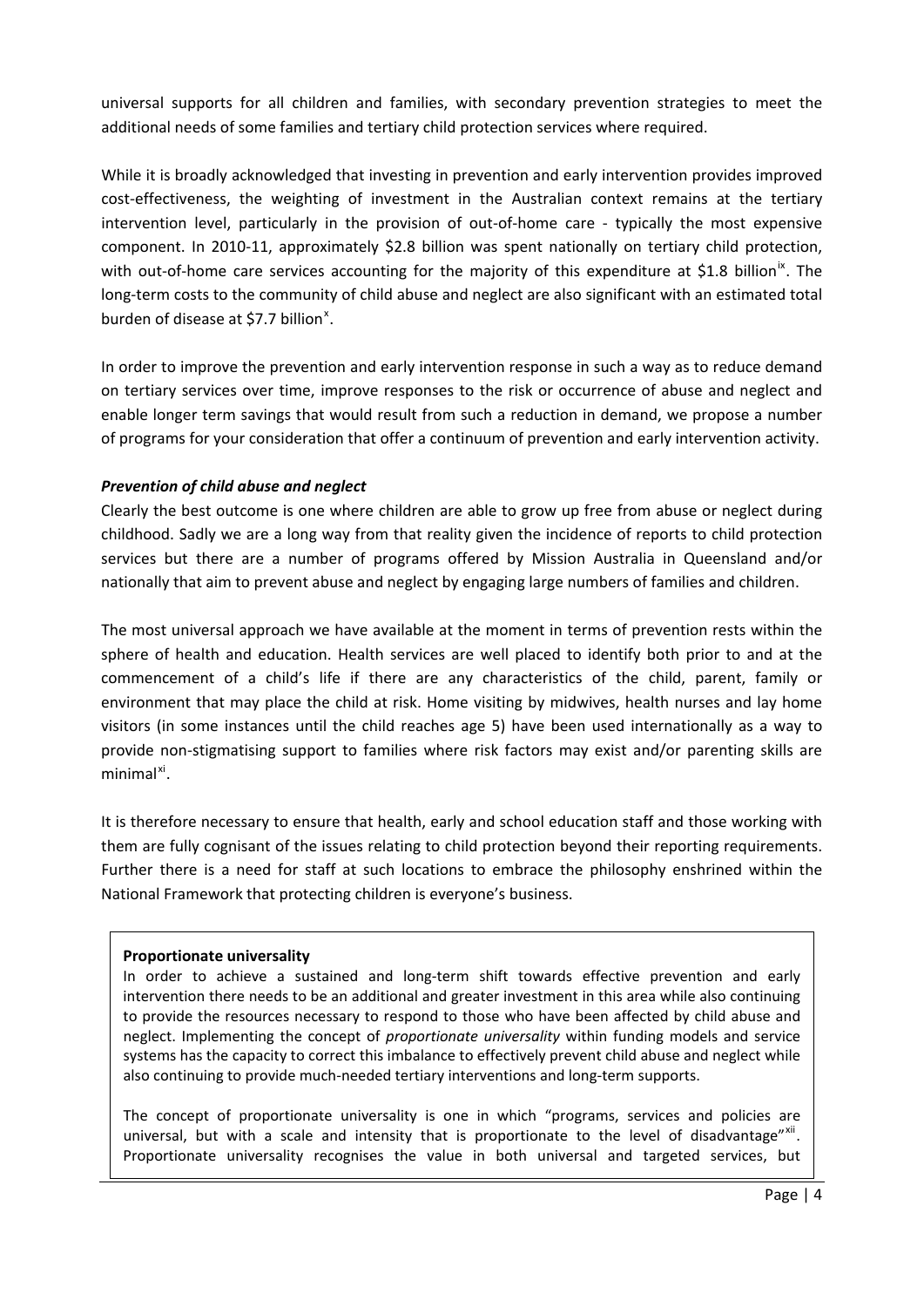universal supports for all children and families, with secondary prevention strategies to meet the additional needs of some families and tertiary child protection services where required.

While it is broadly acknowledged that investing in prevention and early intervention provides improved cost-effectiveness, the weighting of investment in the Australian context remains at the tertiary intervention level, particularly in the provision of out-of-home care - typically the most expensive component. In 2010-11, approximately $2.8 billion was spent nationally on tertiary child protection, with out-of-home care services accounting for the majority of this expenditure at $1.8 billion[ix]. The long-term costs to the community of child abuse and neglect are also significant with an estimated total burden of disease at $7.7 billion[x].

In order to improve the prevention and early intervention response in such a way as to reduce demand on tertiary services over time, improve responses to the risk or occurrence of abuse and neglect and enable longer term savings that would result from such a reduction in demand, we propose a number of programs for your consideration that offer a continuum of prevention and early intervention activity.

***Prevention of child abuse and neglect***

Clearly the best outcome is one where children are able to grow up free from abuse or neglect during childhood. Sadly we are a long way from that reality given the incidence of reports to child protection services but there are a number of programs offered by Mission Australia in Queensland and/or nationally that aim to prevent abuse and neglect by engaging large numbers of families and children.

The most universal approach we have available at the moment in terms of prevention rests within the sphere of health and education. Health services are well placed to identify both prior to and at the commencement of a child's life if there are any characteristics of the child, parent, family or environment that may place the child at risk. Home visiting by midwives, health nurses and lay home visitors (in some instances until the child reaches age 5) have been used internationally as a way to provide non-stigmatising support to families where risk factors may exist and/or parenting skills are minimal[xi].

It is therefore necessary to ensure that health, early and school education staff and those working with them are fully cognisant of the issues relating to child protection beyond their reporting requirements. Further there is a need for staff at such locations to embrace the philosophy enshrined within the National Framework that protecting children is everyone's business.

**Proportionate universality**

In order to achieve a sustained and long-term shift towards effective prevention and early intervention there needs to be an additional and greater investment in this area while also continuing to provide the resources necessary to respond to those who have been affected by child abuse and neglect. Implementing the concept of *proportionate universality* within funding models and service systems has the capacity to correct this imbalance to effectively prevent child abuse and neglect while also continuing to provide much-needed tertiary interventions and long-term supports.

The concept of proportionate universality is one in which "programs, services and policies are universal, but with a scale and intensity that is proportionate to the level of disadvantage"[xii]. Proportionate universality recognises the value in both universal and targeted services, but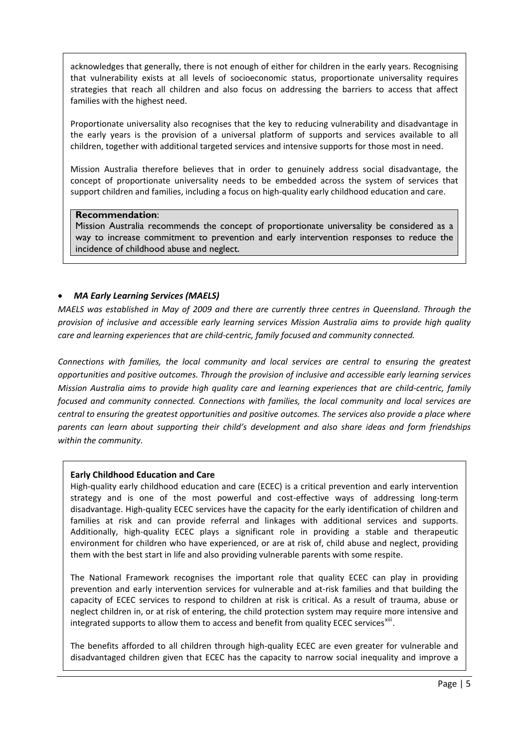acknowledges that generally, there is not enough of either for children in the early years. Recognising that vulnerability exists at all levels of socioeconomic status, proportionate universality requires strategies that reach all children and also focus on addressing the barriers to access that affect families with the highest need.

Proportionate universality also recognises that the key to reducing vulnerability and disadvantage in the early years is the provision of a universal platform of supports and services available to all children, together with additional targeted services and intensive supports for those most in need.

Mission Australia therefore believes that in order to genuinely address social disadvantage, the concept of proportionate universality needs to be embedded across the system of services that support children and families, including a focus on high-quality early childhood education and care.

**Recommendation**:
Mission Australia recommends the concept of proportionate universality be considered as a way to increase commitment to prevention and early intervention responses to reduce the incidence of childhood abuse and neglect.

- ***MA Early Learning Services (MAELS)***

*MAELS was established in May of 2009 and there are currently three centres in Queensland. Through the provision of inclusive and accessible early learning services Mission Australia aims to provide high quality care and learning experiences that are child-centric, family focused and community connected.*

*Connections with families, the local community and local services are central to ensuring the greatest opportunities and positive outcomes. Through the provision of inclusive and accessible early learning services Mission Australia aims to provide high quality care and learning experiences that are child-centric, family focused and community connected. Connections with families, the local community and local services are central to ensuring the greatest opportunities and positive outcomes. The services also provide a place where parents can learn about supporting their child's development and also share ideas and form friendships within the community.*

**Early Childhood Education and Care**

High-quality early childhood education and care (ECEC) is a critical prevention and early intervention strategy and is one of the most powerful and cost-effective ways of addressing long-term disadvantage. High-quality ECEC services have the capacity for the early identification of children and families at risk and can provide referral and linkages with additional services and supports. Additionally, high-quality ECEC plays a significant role in providing a stable and therapeutic environment for children who have experienced, or are at risk of, child abuse and neglect, providing them with the best start in life and also providing vulnerable parents with some respite.

The National Framework recognises the important role that quality ECEC can play in providing prevention and early intervention services for vulnerable and at-risk families and that building the capacity of ECEC services to respond to children at risk is critical. As a result of trauma, abuse or neglect children in, or at risk of entering, the child protection system may require more intensive and integrated supports to allow them to access and benefit from quality ECEC services[xiii].

The benefits afforded to all children through high-quality ECEC are even greater for vulnerable and disadvantaged children given that ECEC has the capacity to narrow social inequality and improve a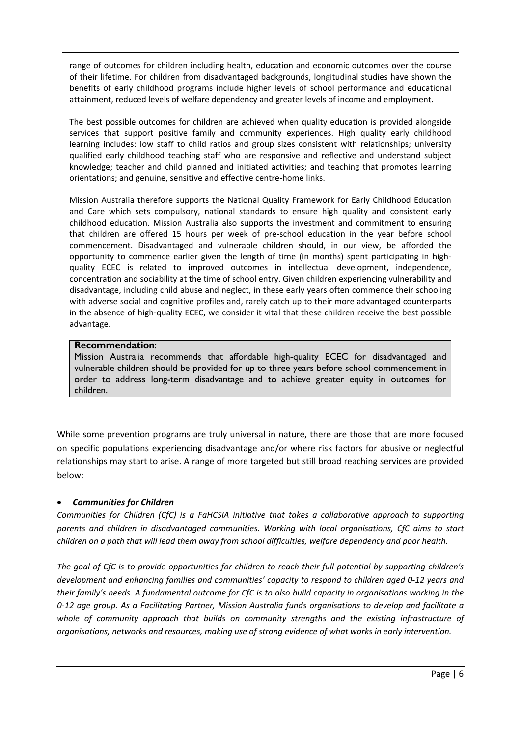range of outcomes for children including health, education and economic outcomes over the course of their lifetime. For children from disadvantaged backgrounds, longitudinal studies have shown the benefits of early childhood programs include higher levels of school performance and educational attainment, reduced levels of welfare dependency and greater levels of income and employment.

The best possible outcomes for children are achieved when quality education is provided alongside services that support positive family and community experiences. High quality early childhood learning includes: low staff to child ratios and group sizes consistent with relationships; university qualified early childhood teaching staff who are responsive and reflective and understand subject knowledge; teacher and child planned and initiated activities; and teaching that promotes learning orientations; and genuine, sensitive and effective centre-home links.

Mission Australia therefore supports the National Quality Framework for Early Childhood Education and Care which sets compulsory, national standards to ensure high quality and consistent early childhood education. Mission Australia also supports the investment and commitment to ensuring that children are offered 15 hours per week of pre-school education in the year before school commencement. Disadvantaged and vulnerable children should, in our view, be afforded the opportunity to commence earlier given the length of time (in months) spent participating in high-quality ECEC is related to improved outcomes in intellectual development, independence, concentration and sociability at the time of school entry. Given children experiencing vulnerability and disadvantage, including child abuse and neglect, in these early years often commence their schooling with adverse social and cognitive profiles and, rarely catch up to their more advantaged counterparts in the absence of high-quality ECEC, we consider it vital that these children receive the best possible advantage.

**Recommendation**:
Mission Australia recommends that affordable high-quality ECEC for disadvantaged and vulnerable children should be provided for up to three years before school commencement in order to address long-term disadvantage and to achieve greater equity in outcomes for children.

While some prevention programs are truly universal in nature, there are those that are more focused on specific populations experiencing disadvantage and/or where risk factors for abusive or neglectful relationships may start to arise. A range of more targeted but still broad reaching services are provided below:

- ***Communities for Children***

*Communities for Children (CfC) is a FaHCSIA initiative that takes a collaborative approach to supporting parents and children in disadvantaged communities. Working with local organisations, CfC aims to start children on a path that will lead them away from school difficulties, welfare dependency and poor health.*

*The goal of CfC is to provide opportunities for children to reach their full potential by supporting children's development and enhancing families and communities' capacity to respond to children aged 0-12 years and their family's needs. A fundamental outcome for CfC is to also build capacity in organisations working in the 0-12 age group. As a Facilitating Partner, Mission Australia funds organisations to develop and facilitate a whole of community approach that builds on community strengths and the existing infrastructure of organisations, networks and resources, making use of strong evidence of what works in early intervention.*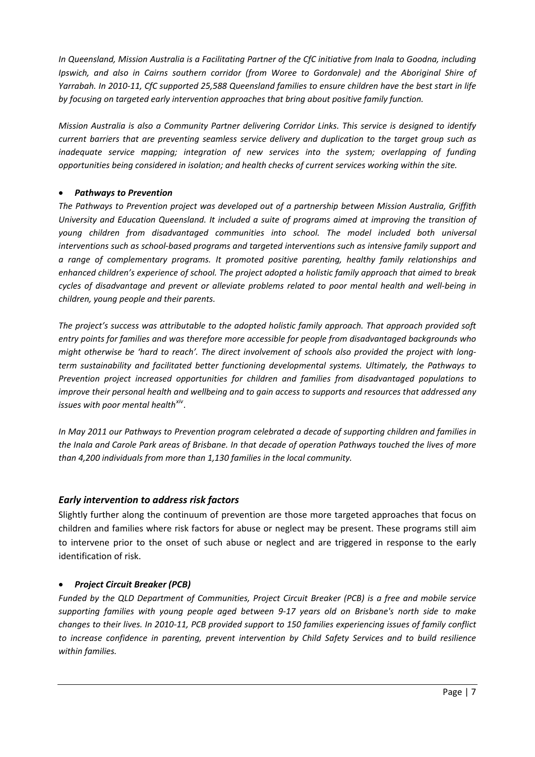*In Queensland, Mission Australia is a Facilitating Partner of the CfC initiative from Inala to Goodna, including Ipswich, and also in Cairns southern corridor (from Woree to Gordonvale) and the Aboriginal Shire of Yarrabah. In 2010-11, CfC supported 25,588 Queensland families to ensure children have the best start in life by focusing on targeted early intervention approaches that bring about positive family function.*

*Mission Australia is also a Community Partner delivering Corridor Links. This service is designed to identify current barriers that are preventing seamless service delivery and duplication to the target group such as inadequate service mapping; integration of new services into the system; overlapping of funding opportunities being considered in isolation; and health checks of current services working within the site.*

- ***Pathways to Prevention***

*The Pathways to Prevention project was developed out of a partnership between Mission Australia, Griffith University and Education Queensland. It included a suite of programs aimed at improving the transition of young children from disadvantaged communities into school. The model included both universal interventions such as school-based programs and targeted interventions such as intensive family support and a range of complementary programs. It promoted positive parenting, healthy family relationships and enhanced children's experience of school. The project adopted a holistic family approach that aimed to break cycles of disadvantage and prevent or alleviate problems related to poor mental health and well-being in children, young people and their parents.*

*The project's success was attributable to the adopted holistic family approach. That approach provided soft entry points for families and was therefore more accessible for people from disadvantaged backgrounds who might otherwise be 'hard to reach'. The direct involvement of schools also provided the project with long-term sustainability and facilitated better functioning developmental systems. Ultimately, the Pathways to Prevention project increased opportunities for children and families from disadvantaged populations to improve their personal health and wellbeing and to gain access to supports and resources that addressed any issues with poor mental health*[xiv]*.*

*In May 2011 our Pathways to Prevention program celebrated a decade of supporting children and families in the Inala and Carole Park areas of Brisbane. In that decade of operation Pathways touched the lives of more than 4,200 individuals from more than 1,130 families in the local community.*

## *Early intervention to address risk factors*

Slightly further along the continuum of prevention are those more targeted approaches that focus on children and families where risk factors for abuse or neglect may be present. These programs still aim to intervene prior to the onset of such abuse or neglect and are triggered in response to the early identification of risk.

- ***Project Circuit Breaker (PCB)***

*Funded by the QLD Department of Communities, Project Circuit Breaker (PCB) is a free and mobile service supporting families with young people aged between 9-17 years old on Brisbane's north side to make changes to their lives. In 2010-11, PCB provided support to 150 families experiencing issues of family conflict to increase confidence in parenting, prevent intervention by Child Safety Services and to build resilience within families.*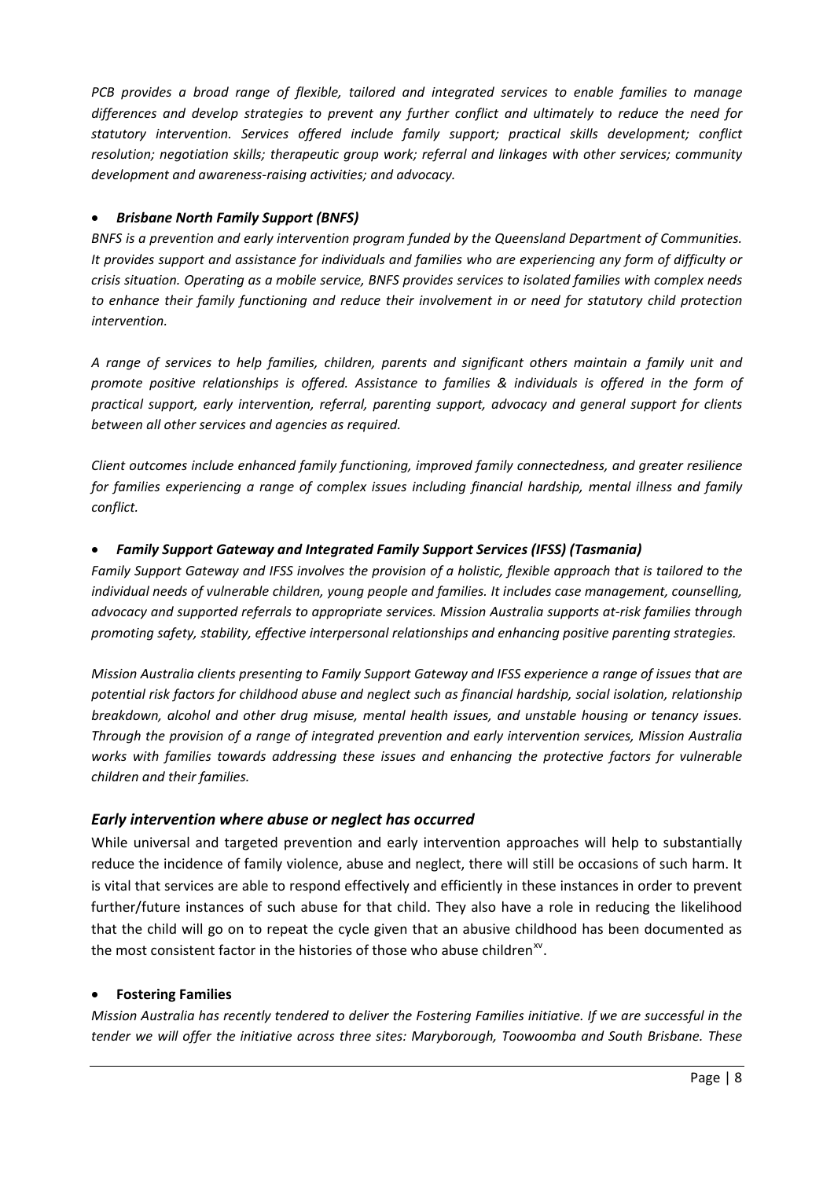*PCB provides a broad range of flexible, tailored and integrated services to enable families to manage differences and develop strategies to prevent any further conflict and ultimately to reduce the need for statutory intervention. Services offered include family support; practical skills development; conflict resolution; negotiation skills; therapeutic group work; referral and linkages with other services; community development and awareness-raising activities; and advocacy.*

- ***Brisbane North Family Support (BNFS)***

*BNFS is a prevention and early intervention program funded by the Queensland Department of Communities. It provides support and assistance for individuals and families who are experiencing any form of difficulty or crisis situation. Operating as a mobile service, BNFS provides services to isolated families with complex needs to enhance their family functioning and reduce their involvement in or need for statutory child protection intervention.*

*A range of services to help families, children, parents and significant others maintain a family unit and promote positive relationships is offered. Assistance to families & individuals is offered in the form of practical support, early intervention, referral, parenting support, advocacy and general support for clients between all other services and agencies as required.*

*Client outcomes include enhanced family functioning, improved family connectedness, and greater resilience for families experiencing a range of complex issues including financial hardship, mental illness and family conflict.*

- ***Family Support Gateway and Integrated Family Support Services (IFSS) (Tasmania)***

*Family Support Gateway and IFSS involves the provision of a holistic, flexible approach that is tailored to the individual needs of vulnerable children, young people and families. It includes case management, counselling, advocacy and supported referrals to appropriate services. Mission Australia supports at-risk families through promoting safety, stability, effective interpersonal relationships and enhancing positive parenting strategies.*

*Mission Australia clients presenting to Family Support Gateway and IFSS experience a range of issues that are potential risk factors for childhood abuse and neglect such as financial hardship, social isolation, relationship breakdown, alcohol and other drug misuse, mental health issues, and unstable housing or tenancy issues. Through the provision of a range of integrated prevention and early intervention services, Mission Australia works with families towards addressing these issues and enhancing the protective factors for vulnerable children and their families.*

### *Early intervention where abuse or neglect has occurred*

While universal and targeted prevention and early intervention approaches will help to substantially reduce the incidence of family violence, abuse and neglect, there will still be occasions of such harm. It is vital that services are able to respond effectively and efficiently in these instances in order to prevent further/future instances of such abuse for that child. They also have a role in reducing the likelihood that the child will go on to repeat the cycle given that an abusive childhood has been documented as the most consistent factor in the histories of those who abuse children[xv].

- **Fostering Families**

*Mission Australia has recently tendered to deliver the Fostering Families initiative. If we are successful in the tender we will offer the initiative across three sites: Maryborough, Toowoomba and South Brisbane. These*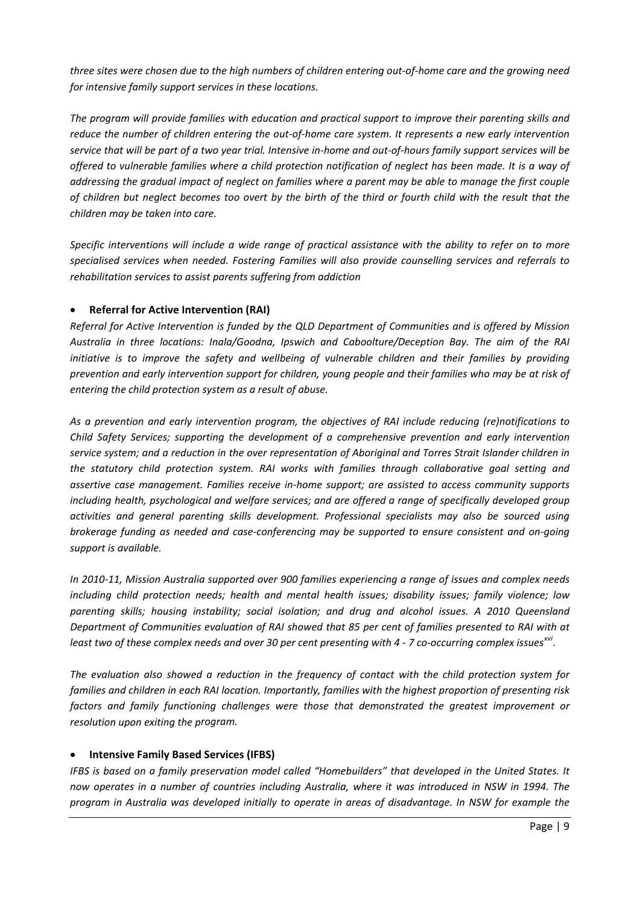*three sites were chosen due to the high numbers of children entering out-of-home care and the growing need for intensive family support services in these locations.*

*The program will provide families with education and practical support to improve their parenting skills and reduce the number of children entering the out-of-home care system. It represents a new early intervention service that will be part of a two year trial. Intensive in-home and out-of-hours family support services will be offered to vulnerable families where a child protection notification of neglect has been made. It is a way of addressing the gradual impact of neglect on families where a parent may be able to manage the first couple of children but neglect becomes too overt by the birth of the third or fourth child with the result that the children may be taken into care.*

*Specific interventions will include a wide range of practical assistance with the ability to refer on to more specialised services when needed. Fostering Families will also provide counselling services and referrals to rehabilitation services to assist parents suffering from addiction*

- **Referral for Active Intervention (RAI)**

*Referral for Active Intervention is funded by the QLD Department of Communities and is offered by Mission Australia in three locations: Inala/Goodna, Ipswich and Caboolture/Deception Bay. The aim of the RAI initiative is to improve the safety and wellbeing of vulnerable children and their families by providing prevention and early intervention support for children, young people and their families who may be at risk of entering the child protection system as a result of abuse.*

*As a prevention and early intervention program, the objectives of RAI include reducing (re)notifications to Child Safety Services; supporting the development of a comprehensive prevention and early intervention service system; and a reduction in the over representation of Aboriginal and Torres Strait Islander children in the statutory child protection system. RAI works with families through collaborative goal setting and assertive case management. Families receive in-home support; are assisted to access community supports including health, psychological and welfare services; and are offered a range of specifically developed group activities and general parenting skills development. Professional specialists may also be sourced using brokerage funding as needed and case-conferencing may be supported to ensure consistent and on-going support is available.*

*In 2010-11, Mission Australia supported over 900 families experiencing a range of issues and complex needs including child protection needs; health and mental health issues; disability issues; family violence; low parenting skills; housing instability; social isolation; and drug and alcohol issues. A 2010 Queensland Department of Communities evaluation of RAI showed that 85 per cent of families presented to RAI with at least two of these complex needs and over 30 per cent presenting with 4 - 7 co-occurring complex issues[xvi].*

*The evaluation also showed a reduction in the frequency of contact with the child protection system for families and children in each RAI location. Importantly, families with the highest proportion of presenting risk factors and family functioning challenges were those that demonstrated the greatest improvement or resolution upon exiting the program.*

- **Intensive Family Based Services (IFBS)**

*IFBS is based on a family preservation model called "Homebuilders" that developed in the United States. It now operates in a number of countries including Australia, where it was introduced in NSW in 1994. The program in Australia was developed initially to operate in areas of disadvantage. In NSW for example the*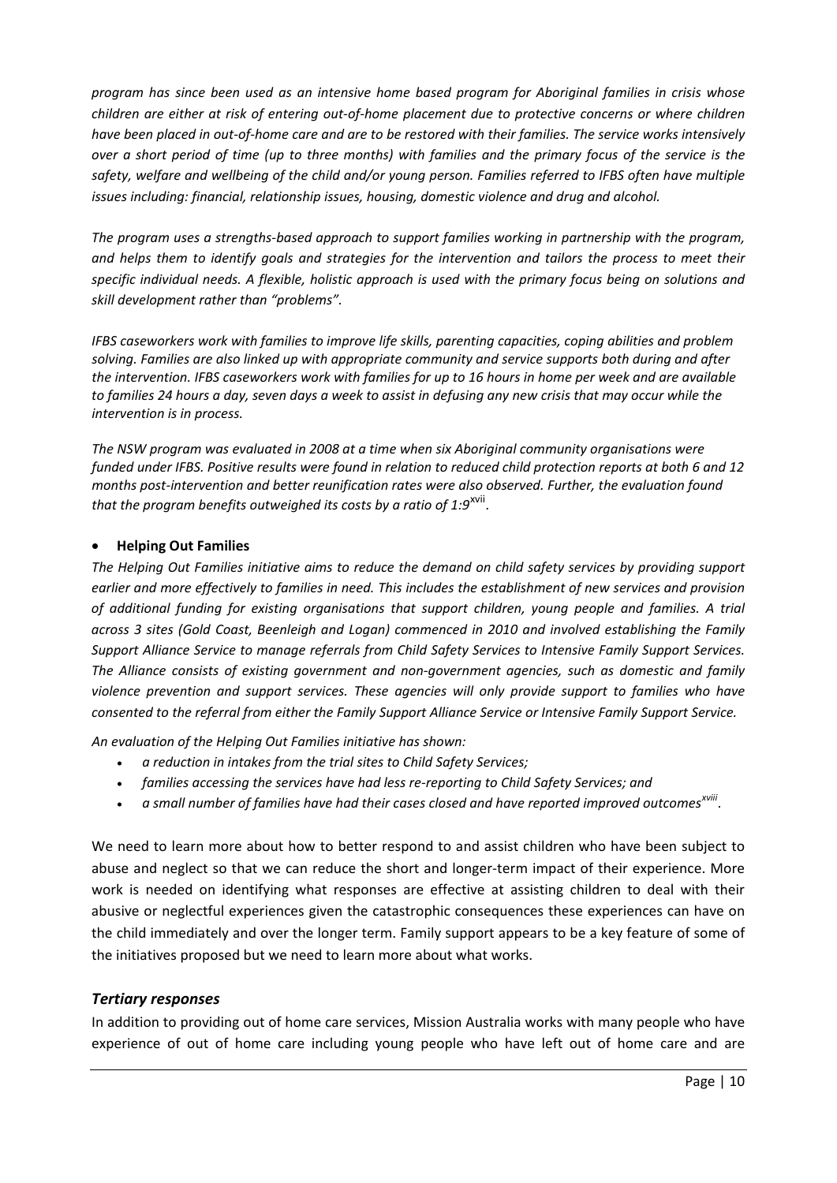*program has since been used as an intensive home based program for Aboriginal families in crisis whose children are either at risk of entering out-of-home placement due to protective concerns or where children have been placed in out-of-home care and are to be restored with their families. The service works intensively over a short period of time (up to three months) with families and the primary focus of the service is the safety, welfare and wellbeing of the child and/or young person. Families referred to IFBS often have multiple issues including: financial, relationship issues, housing, domestic violence and drug and alcohol.*

*The program uses a strengths-based approach to support families working in partnership with the program, and helps them to identify goals and strategies for the intervention and tailors the process to meet their specific individual needs. A flexible, holistic approach is used with the primary focus being on solutions and skill development rather than "problems".*

*IFBS caseworkers work with families to improve life skills, parenting capacities, coping abilities and problem solving. Families are also linked up with appropriate community and service supports both during and after the intervention. IFBS caseworkers work with families for up to 16 hours in home per week and are available to families 24 hours a day, seven days a week to assist in defusing any new crisis that may occur while the intervention is in process.*

*The NSW program was evaluated in 2008 at a time when six Aboriginal community organisations were funded under IFBS. Positive results were found in relation to reduced child protection reports at both 6 and 12 months post-intervention and better reunification rates were also observed. Further, the evaluation found that the program benefits outweighed its costs by a ratio of 1:9*[xvii].

- **Helping Out Families**

*The Helping Out Families initiative aims to reduce the demand on child safety services by providing support earlier and more effectively to families in need. This includes the establishment of new services and provision of additional funding for existing organisations that support children, young people and families. A trial across 3 sites (Gold Coast, Beenleigh and Logan) commenced in 2010 and involved establishing the Family Support Alliance Service to manage referrals from Child Safety Services to Intensive Family Support Services. The Alliance consists of existing government and non-government agencies, such as domestic and family violence prevention and support services. These agencies will only provide support to families who have consented to the referral from either the Family Support Alliance Service or Intensive Family Support Service.*

*An evaluation of the Helping Out Families initiative has shown:*

- *a reduction in intakes from the trial sites to Child Safety Services;*
- *families accessing the services have had less re-reporting to Child Safety Services; and*
- *a small number of families have had their cases closed and have reported improved outcomes*[xviii].

We need to learn more about how to better respond to and assist children who have been subject to abuse and neglect so that we can reduce the short and longer-term impact of their experience. More work is needed on identifying what responses are effective at assisting children to deal with their abusive or neglectful experiences given the catastrophic consequences these experiences can have on the child immediately and over the longer term. Family support appears to be a key feature of some of the initiatives proposed but we need to learn more about what works.

### *Tertiary responses*

In addition to providing out of home care services, Mission Australia works with many people who have experience of out of home care including young people who have left out of home care and are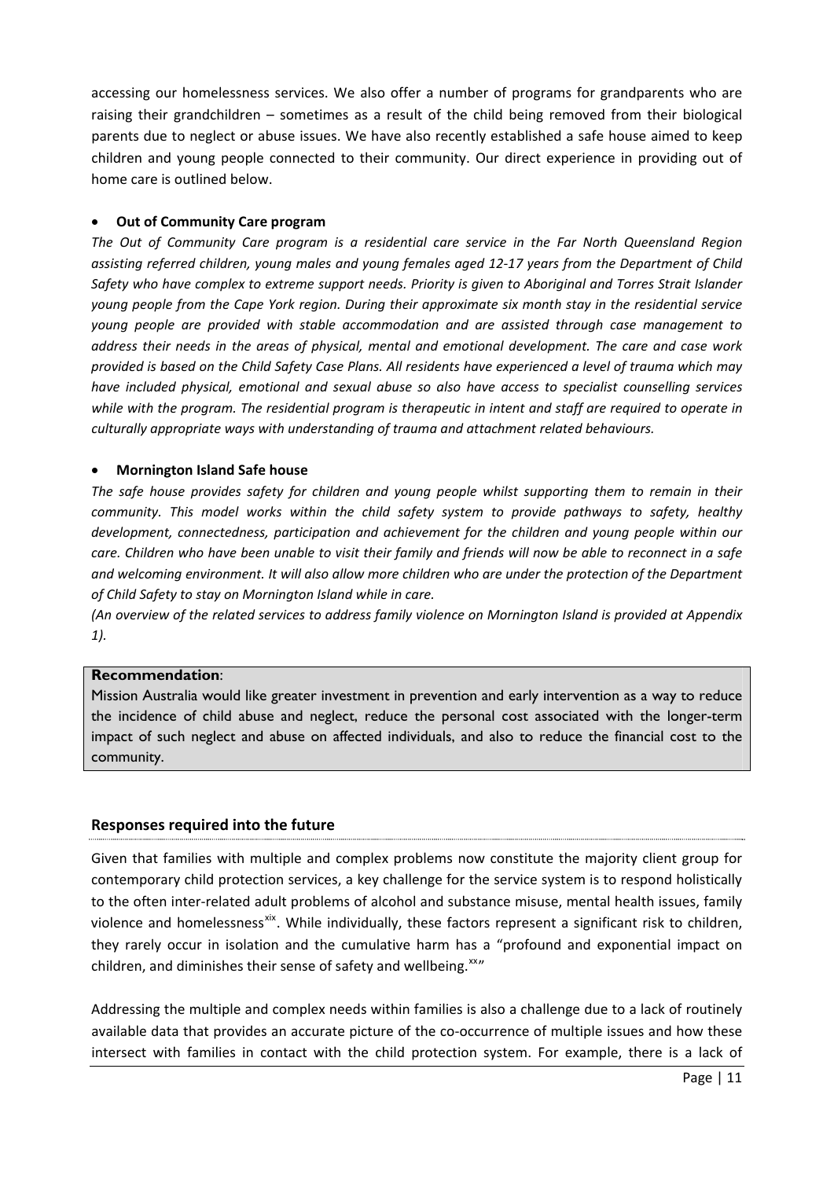accessing our homelessness services. We also offer a number of programs for grandparents who are raising their grandchildren – sometimes as a result of the child being removed from their biological parents due to neglect or abuse issues. We have also recently established a safe house aimed to keep children and young people connected to their community. Our direct experience in providing out of home care is outlined below.

- **Out of Community Care program**

*The Out of Community Care program is a residential care service in the Far North Queensland Region assisting referred children, young males and young females aged 12-17 years from the Department of Child Safety who have complex to extreme support needs. Priority is given to Aboriginal and Torres Strait Islander young people from the Cape York region. During their approximate six month stay in the residential service young people are provided with stable accommodation and are assisted through case management to address their needs in the areas of physical, mental and emotional development. The care and case work provided is based on the Child Safety Case Plans. All residents have experienced a level of trauma which may have included physical, emotional and sexual abuse so also have access to specialist counselling services while with the program. The residential program is therapeutic in intent and staff are required to operate in culturally appropriate ways with understanding of trauma and attachment related behaviours.*

- **Mornington Island Safe house**

*The safe house provides safety for children and young people whilst supporting them to remain in their community. This model works within the child safety system to provide pathways to safety, healthy development, connectedness, participation and achievement for the children and young people within our care. Children who have been unable to visit their family and friends will now be able to reconnect in a safe and welcoming environment. It will also allow more children who are under the protection of the Department of Child Safety to stay on Mornington Island while in care.*

*(An overview of the related services to address family violence on Mornington Island is provided at Appendix 1).*

> **Recommendation**:
> Mission Australia would like greater investment in prevention and early intervention as a way to reduce the incidence of child abuse and neglect, reduce the personal cost associated with the longer-term impact of such neglect and abuse on affected individuals, and also to reduce the financial cost to the community.

## Responses required into the future

Given that families with multiple and complex problems now constitute the majority client group for contemporary child protection services, a key challenge for the service system is to respond holistically to the often inter-related adult problems of alcohol and substance misuse, mental health issues, family violence and homelessness[xix]. While individually, these factors represent a significant risk to children, they rarely occur in isolation and the cumulative harm has a "profound and exponential impact on children, and diminishes their sense of safety and wellbeing.[xx]"

Addressing the multiple and complex needs within families is also a challenge due to a lack of routinely available data that provides an accurate picture of the co-occurrence of multiple issues and how these intersect with families in contact with the child protection system. For example, there is a lack of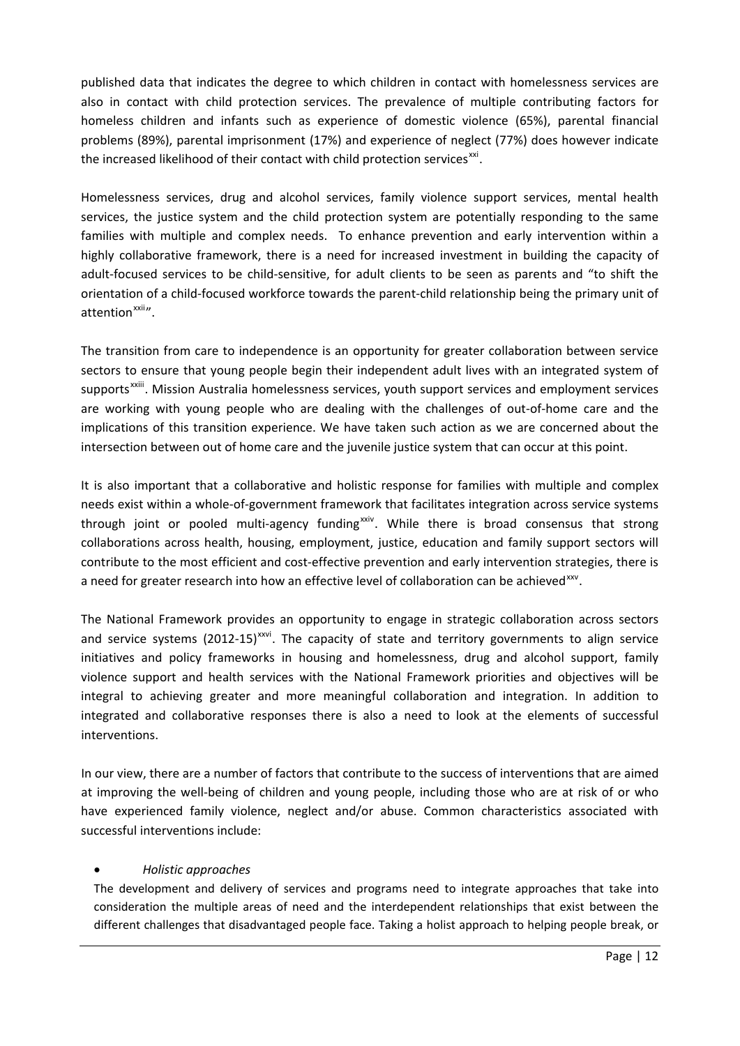published data that indicates the degree to which children in contact with homelessness services are also in contact with child protection services. The prevalence of multiple contributing factors for homeless children and infants such as experience of domestic violence (65%), parental financial problems (89%), parental imprisonment (17%) and experience of neglect (77%) does however indicate the increased likelihood of their contact with child protection services[xxi].

Homelessness services, drug and alcohol services, family violence support services, mental health services, the justice system and the child protection system are potentially responding to the same families with multiple and complex needs. To enhance prevention and early intervention within a highly collaborative framework, there is a need for increased investment in building the capacity of adult-focused services to be child-sensitive, for adult clients to be seen as parents and "to shift the orientation of a child-focused workforce towards the parent-child relationship being the primary unit of attention[xxii]".

The transition from care to independence is an opportunity for greater collaboration between service sectors to ensure that young people begin their independent adult lives with an integrated system of supports[xxiii]. Mission Australia homelessness services, youth support services and employment services are working with young people who are dealing with the challenges of out-of-home care and the implications of this transition experience. We have taken such action as we are concerned about the intersection between out of home care and the juvenile justice system that can occur at this point.

It is also important that a collaborative and holistic response for families with multiple and complex needs exist within a whole-of-government framework that facilitates integration across service systems through joint or pooled multi-agency funding[xxiv]. While there is broad consensus that strong collaborations across health, housing, employment, justice, education and family support sectors will contribute to the most efficient and cost-effective prevention and early intervention strategies, there is a need for greater research into how an effective level of collaboration can be achieved[xxv].

The National Framework provides an opportunity to engage in strategic collaboration across sectors and service systems (2012-15)[xxvi]. The capacity of state and territory governments to align service initiatives and policy frameworks in housing and homelessness, drug and alcohol support, family violence support and health services with the National Framework priorities and objectives will be integral to achieving greater and more meaningful collaboration and integration. In addition to integrated and collaborative responses there is also a need to look at the elements of successful interventions.

In our view, there are a number of factors that contribute to the success of interventions that are aimed at improving the well-being of children and young people, including those who are at risk of or who have experienced family violence, neglect and/or abuse. Common characteristics associated with successful interventions include:

- *Holistic approaches*

The development and delivery of services and programs need to integrate approaches that take into consideration the multiple areas of need and the interdependent relationships that exist between the different challenges that disadvantaged people face. Taking a holist approach to helping people break, or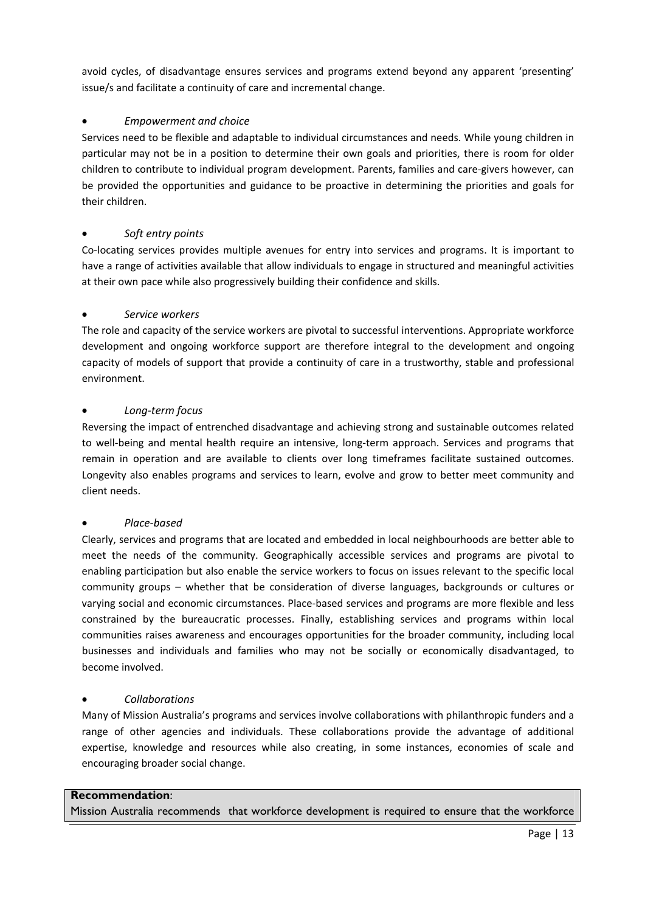avoid cycles, of disadvantage ensures services and programs extend beyond any apparent 'presenting' issue/s and facilitate a continuity of care and incremental change.

- *Empowerment and choice*

Services need to be flexible and adaptable to individual circumstances and needs. While young children in particular may not be in a position to determine their own goals and priorities, there is room for older children to contribute to individual program development. Parents, families and care-givers however, can be provided the opportunities and guidance to be proactive in determining the priorities and goals for their children.

- *Soft entry points*

Co-locating services provides multiple avenues for entry into services and programs. It is important to have a range of activities available that allow individuals to engage in structured and meaningful activities at their own pace while also progressively building their confidence and skills.

- *Service workers*

The role and capacity of the service workers are pivotal to successful interventions. Appropriate workforce development and ongoing workforce support are therefore integral to the development and ongoing capacity of models of support that provide a continuity of care in a trustworthy, stable and professional environment.

- *Long-term focus*

Reversing the impact of entrenched disadvantage and achieving strong and sustainable outcomes related to well-being and mental health require an intensive, long-term approach. Services and programs that remain in operation and are available to clients over long timeframes facilitate sustained outcomes. Longevity also enables programs and services to learn, evolve and grow to better meet community and client needs.

- *Place-based*

Clearly, services and programs that are located and embedded in local neighbourhoods are better able to meet the needs of the community. Geographically accessible services and programs are pivotal to enabling participation but also enable the service workers to focus on issues relevant to the specific local community groups – whether that be consideration of diverse languages, backgrounds or cultures or varying social and economic circumstances. Place-based services and programs are more flexible and less constrained by the bureaucratic processes. Finally, establishing services and programs within local communities raises awareness and encourages opportunities for the broader community, including local businesses and individuals and families who may not be socially or economically disadvantaged, to become involved.

- *Collaborations*

Many of Mission Australia's programs and services involve collaborations with philanthropic funders and a range of other agencies and individuals. These collaborations provide the advantage of additional expertise, knowledge and resources while also creating, in some instances, economies of scale and encouraging broader social change.

**Recommendation**:

Mission Australia recommends that workforce development is required to ensure that the workforce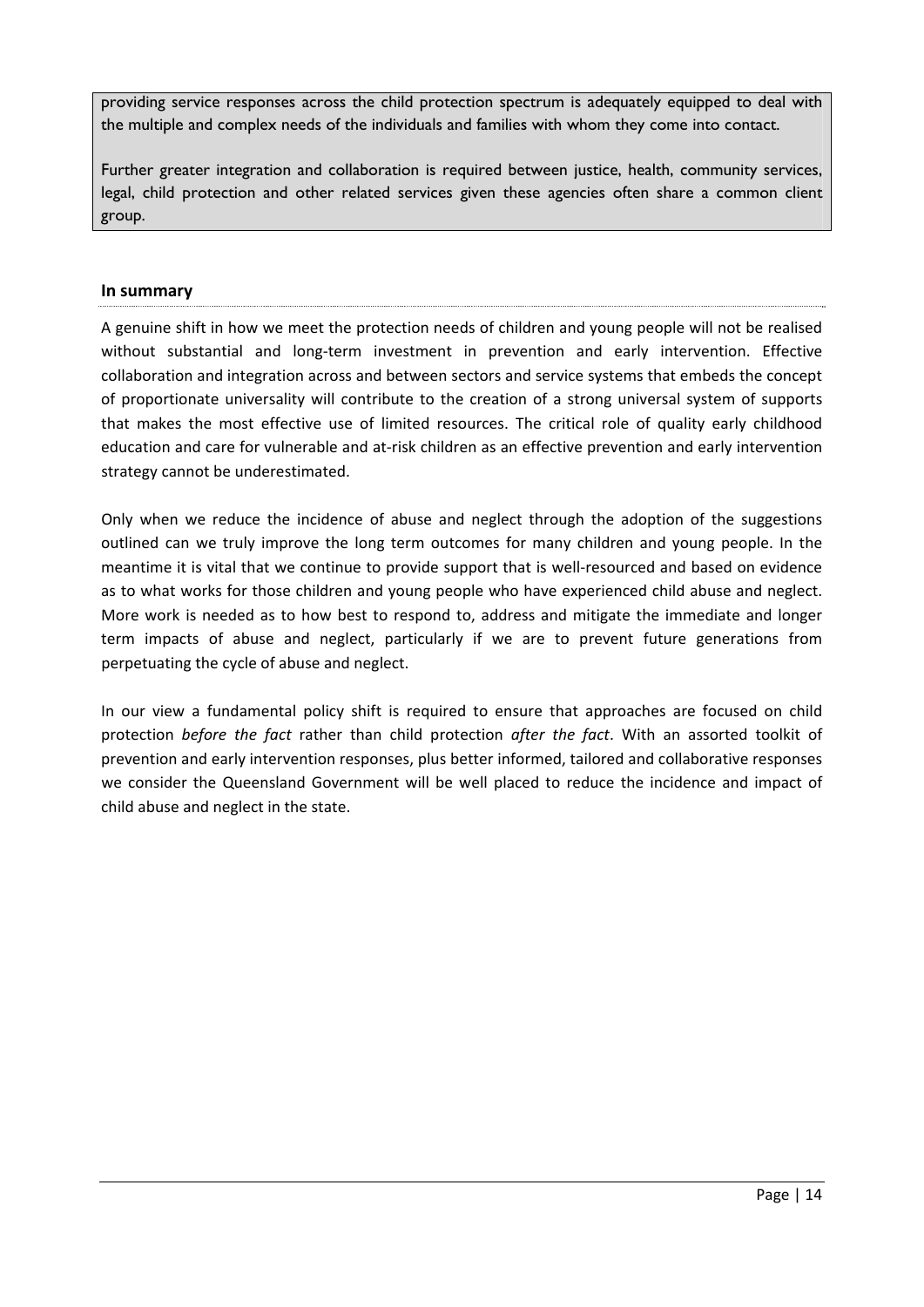providing service responses across the child protection spectrum is adequately equipped to deal with the multiple and complex needs of the individuals and families with whom they come into contact.

Further greater integration and collaboration is required between justice, health, community services, legal, child protection and other related services given these agencies often share a common client group.

## In summary

A genuine shift in how we meet the protection needs of children and young people will not be realised without substantial and long-term investment in prevention and early intervention. Effective collaboration and integration across and between sectors and service systems that embeds the concept of proportionate universality will contribute to the creation of a strong universal system of supports that makes the most effective use of limited resources. The critical role of quality early childhood education and care for vulnerable and at-risk children as an effective prevention and early intervention strategy cannot be underestimated.

Only when we reduce the incidence of abuse and neglect through the adoption of the suggestions outlined can we truly improve the long term outcomes for many children and young people. In the meantime it is vital that we continue to provide support that is well-resourced and based on evidence as to what works for those children and young people who have experienced child abuse and neglect. More work is needed as to how best to respond to, address and mitigate the immediate and longer term impacts of abuse and neglect, particularly if we are to prevent future generations from perpetuating the cycle of abuse and neglect.

In our view a fundamental policy shift is required to ensure that approaches are focused on child protection *before the fact* rather than child protection *after the fact*. With an assorted toolkit of prevention and early intervention responses, plus better informed, tailored and collaborative responses we consider the Queensland Government will be well placed to reduce the incidence and impact of child abuse and neglect in the state.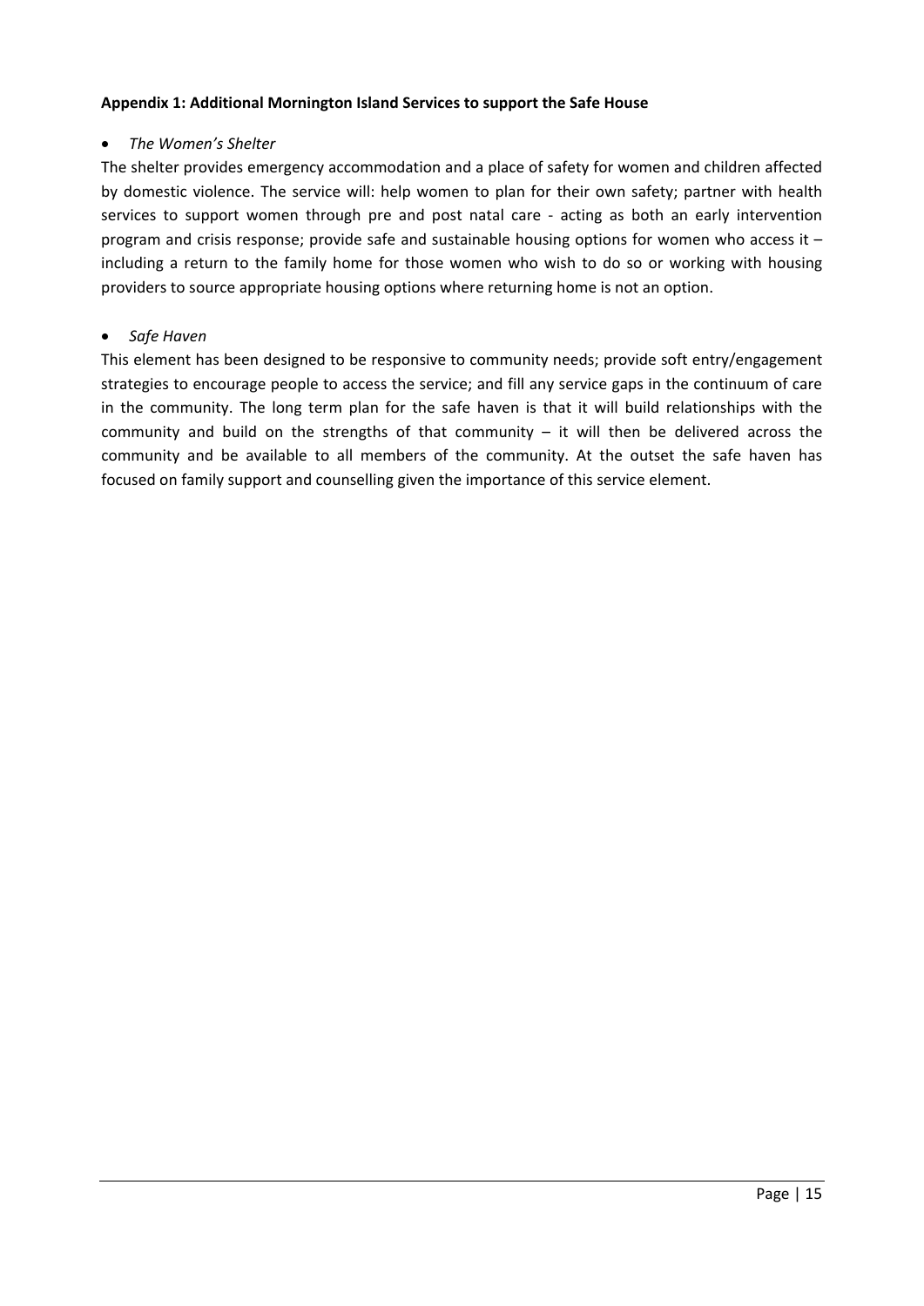**Appendix 1: Additional Mornington Island Services to support the Safe House**

- *The Women's Shelter*

The shelter provides emergency accommodation and a place of safety for women and children affected by domestic violence. The service will: help women to plan for their own safety; partner with health services to support women through pre and post natal care - acting as both an early intervention program and crisis response; provide safe and sustainable housing options for women who access it – including a return to the family home for those women who wish to do so or working with housing providers to source appropriate housing options where returning home is not an option.

- *Safe Haven*

This element has been designed to be responsive to community needs; provide soft entry/engagement strategies to encourage people to access the service; and fill any service gaps in the continuum of care in the community. The long term plan for the safe haven is that it will build relationships with the community and build on the strengths of that community – it will then be delivered across the community and be available to all members of the community. At the outset the safe haven has focused on family support and counselling given the importance of this service element.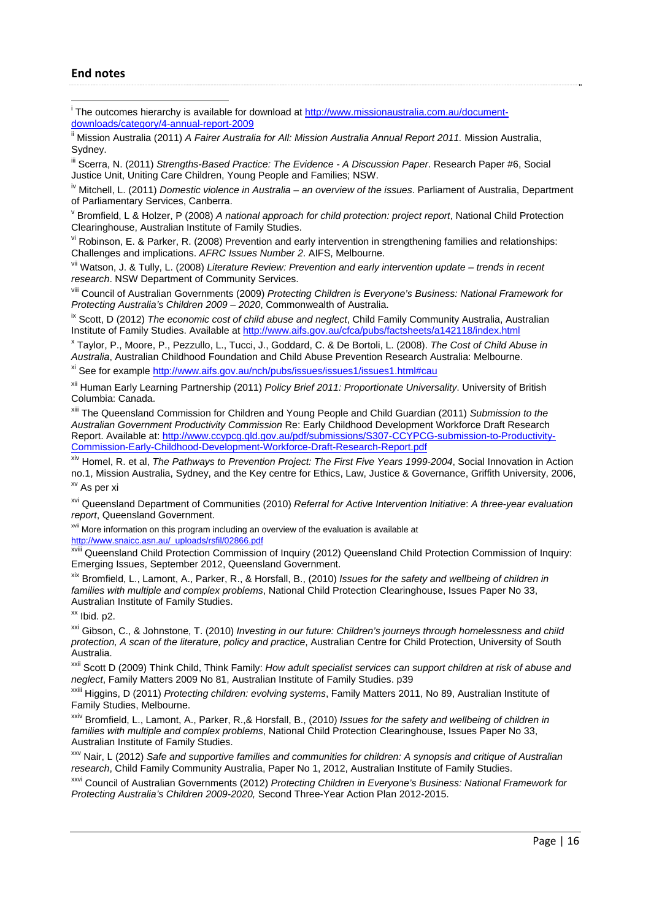## End notes

[i] The outcomes hierarchy is available for download at http://www.missionaustralia.com.au/document-downloads/category/4-annual-report-2009

[ii] Mission Australia (2011) *A Fairer Australia for All: Mission Australia Annual Report 2011.* Mission Australia, Sydney.

[iii] Scerra, N. (2011) *Strengths-Based Practice: The Evidence - A Discussion Paper*. Research Paper #6, Social Justice Unit, Uniting Care Children, Young People and Families; NSW.

[iv] Mitchell, L. (2011) *Domestic violence in Australia – an overview of the issues*. Parliament of Australia, Department of Parliamentary Services, Canberra.

[v] Bromfield, L & Holzer, P (2008) *A national approach for child protection: project report*, National Child Protection Clearinghouse, Australian Institute of Family Studies.

[vi] Robinson, E. & Parker, R. (2008) Prevention and early intervention in strengthening families and relationships: Challenges and implications. *AFRC Issues Number 2*. AIFS, Melbourne.

[vii] Watson, J. & Tully, L. (2008) *Literature Review: Prevention and early intervention update – trends in recent research*. NSW Department of Community Services.

[viii] Council of Australian Governments (2009) *Protecting Children is Everyone's Business: National Framework for Protecting Australia's Children 2009 – 2020*, Commonwealth of Australia.

[ix] Scott, D (2012) *The economic cost of child abuse and neglect*, Child Family Community Australia, Australian Institute of Family Studies. Available at http://www.aifs.gov.au/cfca/pubs/factsheets/a142118/index.html

[x] Taylor, P., Moore, P., Pezzullo, L., Tucci, J., Goddard, C. & De Bortoli, L. (2008). *The Cost of Child Abuse in Australia*, Australian Childhood Foundation and Child Abuse Prevention Research Australia: Melbourne.

[xi] See for example http://www.aifs.gov.au/nch/pubs/issues/issues1/issues1.html#cau

[xii] Human Early Learning Partnership (2011) *Policy Brief 2011: Proportionate Universality*. University of British Columbia: Canada.

[xiii] The Queensland Commission for Children and Young People and Child Guardian (2011) *Submission to the Australian Government Productivity Commission* Re: Early Childhood Development Workforce Draft Research Report. Available at: http://www.ccypcg.qld.gov.au/pdf/submissions/S307-CCYPCG-submission-to-Productivity-Commission-Early-Childhood-Development-Workforce-Draft-Research-Report.pdf

[xiv] Homel, R. et al, *The Pathways to Prevention Project: The First Five Years 1999-2004*, Social Innovation in Action no.1, Mission Australia, Sydney, and the Key centre for Ethics, Law, Justice & Governance, Griffith University, 2006,

[xv] As per xi

[xvi] Queensland Department of Communities (2010) *Referral for Active Intervention Initiative*: *A three-year evaluation report*, Queensland Government.

[xvii] More information on this program including an overview of the evaluation is available at http://www.snaicc.asn.au/_uploads/rsfil/02866.pdf

[xviii] Queensland Child Protection Commission of Inquiry (2012) Queensland Child Protection Commission of Inquiry: Emerging Issues, September 2012, Queensland Government.

[xix] Bromfield, L., Lamont, A., Parker, R., & Horsfall, B., (2010) *Issues for the safety and wellbeing of children in families with multiple and complex problems*, National Child Protection Clearinghouse, Issues Paper No 33, Australian Institute of Family Studies.

[xx] Ibid. p2.

[xxi] Gibson, C., & Johnstone, T. (2010) *Investing in our future: Children's journeys through homelessness and child protection, A scan of the literature, policy and practice*, Australian Centre for Child Protection, University of South Australia.

[xxii] Scott D (2009) Think Child, Think Family: *How adult specialist services can support children at risk of abuse and neglect*, Family Matters 2009 No 81, Australian Institute of Family Studies. p39

[xxiii] Higgins, D (2011) *Protecting children: evolving systems*, Family Matters 2011, No 89, Australian Institute of Family Studies, Melbourne.

[xxiv] Bromfield, L., Lamont, A., Parker, R.,& Horsfall, B., (2010) *Issues for the safety and wellbeing of children in families with multiple and complex problems*, National Child Protection Clearinghouse, Issues Paper No 33, Australian Institute of Family Studies.

[xxv] Nair, L (2012) *Safe and supportive families and communities for children: A synopsis and critique of Australian research*, Child Family Community Australia, Paper No 1, 2012, Australian Institute of Family Studies.

[xxvi] Council of Australian Governments (2012) *Protecting Children in Everyone's Business: National Framework for Protecting Australia's Children 2009-2020,* Second Three-Year Action Plan 2012-2015.